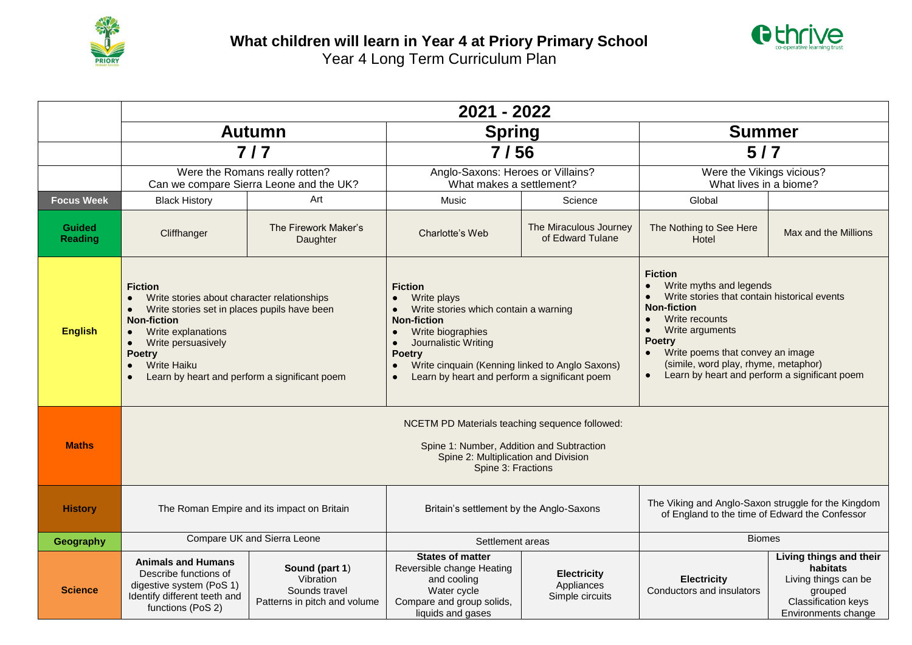# What children will learn in Year 4 at Priory Primary School

Year 4 Long Term Curriculum Plan

| | 2021 - 2022 | | | | | |
|---|---|---|---|---|---|---|
| | **Autumn** | | **Spring** | | **Summer** | |
| | **7 / 7** | | **7 / 56** | | **5 / 7** | |
| | Were the Romans really rotten?<br>Can we compare Sierra Leone and the UK? | | Anglo-Saxons: Heroes or Villains?<br>What makes a settlement? | | Were the Vikings vicious?<br>What lives in a biome? | |
| **Focus Week** | Black History | Art | Music | Science | Global | |
| **Guided Reading** | Cliffhanger | The Firework Maker's Daughter | Charlotte's Web | The Miraculous Journey of Edward Tulane | The Nothing to See Here Hotel | Max and the Millions |
| **English** | **Fiction**<br>• Write stories about character relationships<br>• Write stories set in places pupils have been<br>**Non-fiction**<br>• Write explanations<br>• Write persuasively<br>**Poetry**<br>• Write Haiku<br>• Learn by heart and perform a significant poem | | **Fiction**<br>• Write plays<br>• Write stories which contain a warning<br>**Non-fiction**<br>• Write biographies<br>• Journalistic Writing<br>**Poetry**<br>• Write cinquain (Kenning linked to Anglo Saxons)<br>• Learn by heart and perform a significant poem | | **Fiction**<br>• Write myths and legends<br>• Write stories that contain historical events<br>**Non-fiction**<br>• Write recounts<br>• Write arguments<br>**Poetry**<br>• Write poems that convey an image (simile, word play, rhyme, metaphor)<br>• Learn by heart and perform a significant poem | |
| **Maths** | NCETM PD Materials teaching sequence followed:<br><br>Spine 1: Number, Addition and Subtraction<br>Spine 2: Multiplication and Division<br>Spine 3: Fractions | | | | | |
| **History** | The Roman Empire and its impact on Britain | | Britain's settlement by the Anglo-Saxons | | The Viking and Anglo-Saxon struggle for the Kingdom of England to the time of Edward the Confessor | |
| **Geography** | Compare UK and Sierra Leone | | Settlement areas | | Biomes | |
| **Science** | **Animals and Humans**<br>Describe functions of digestive system (PoS 1)<br>Identify different teeth and functions (PoS 2) | **Sound (part 1)**<br>Vibration<br>Sounds travel<br>Patterns in pitch and volume | **States of matter**<br>Reversible change Heating and cooling<br>Water cycle<br>Compare and group solids, liquids and gases | **Electricity**<br>Appliances<br>Simple circuits | **Electricity**<br>Conductors and insulators | **Living things and their habitats**<br>Living things can be grouped<br>Classification keys<br>Environments change |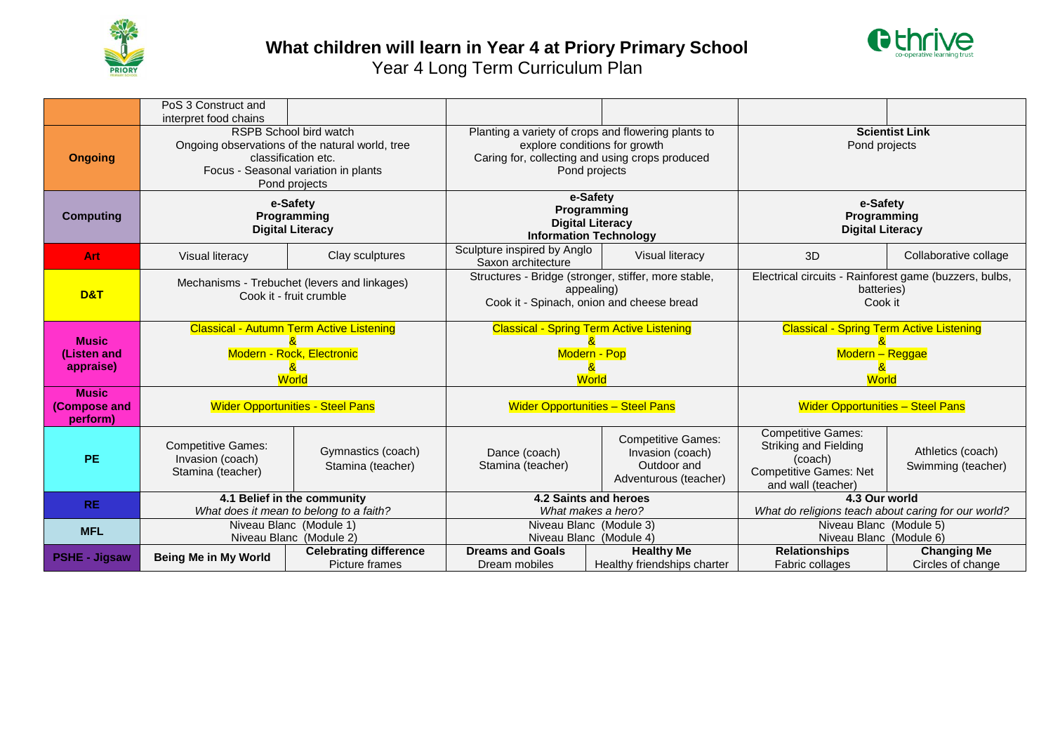# What children will learn in Year 4 at Priory Primary School

Year 4 Long Term Curriculum Plan

| | | | | | | |
|---|---|---|---|---|---|---|
| | PoS 3 Construct and interpret food chains | | | | | |
| **Ongoing** | RSPB School bird watch<br>Ongoing observations of the natural world, tree classification etc.<br>Focus - Seasonal variation in plants<br>Pond projects | | Planting a variety of crops and flowering plants to explore conditions for growth<br>Caring for, collecting and using crops produced<br>Pond projects | | **Scientist Link**<br>Pond projects | |
| **Computing** | **e-Safety**<br>**Programming**<br>**Digital Literacy** | | **e-Safety**<br>**Programming**<br>**Digital Literacy**<br>**Information Technology** | | **e-Safety**<br>**Programming**<br>**Digital Literacy** | |
| **Art** | Visual literacy | Clay sculptures | Sculpture inspired by Anglo Saxon architecture | Visual literacy | 3D | Collaborative collage |
| **D&T** | Mechanisms - Trebuchet (levers and linkages)<br>Cook it - fruit crumble | | Structures - Bridge (stronger, stiffer, more stable, appealing)<br>Cook it - Spinach, onion and cheese bread | | Electrical circuits - Rainforest game (buzzers, bulbs, batteries)<br>Cook it | |
| **Music (Listen and appraise)** | Classical - Autumn Term Active Listening<br>&<br>Modern - Rock, Electronic<br>&<br>World | | Classical - Spring Term Active Listening<br>&<br>Modern - Pop<br>&<br>World | | Classical - Spring Term Active Listening<br>&<br>Modern – Reggae<br>&<br>World | |
| **Music (Compose and perform)** | Wider Opportunities - Steel Pans | | Wider Opportunities – Steel Pans | | Wider Opportunities – Steel Pans | |
| **PE** | Competitive Games:<br>Invasion (coach)<br>Stamina (teacher) | Gymnastics (coach)<br>Stamina (teacher) | Dance (coach)<br>Stamina (teacher) | Competitive Games:<br>Invasion (coach)<br>Outdoor and Adventurous (teacher) | Competitive Games:<br>Striking and Fielding (coach)<br>Competitive Games: Net and wall (teacher) | Athletics (coach)<br>Swimming (teacher) |
| **RE** | **4.1 Belief in the community**<br>*What does it mean to belong to a faith?* | | **4.2 Saints and heroes**<br>*What makes a hero?* | | **4.3 Our world**<br>*What do religions teach about caring for our world?* | |
| **MFL** | Niveau Blanc (Module 1)<br>Niveau Blanc (Module 2) | | Niveau Blanc (Module 3)<br>Niveau Blanc (Module 4) | | Niveau Blanc (Module 5)<br>Niveau Blanc (Module 6) | |
| **PSHE - Jigsaw** | **Being Me in My World** | **Celebrating difference**<br>Picture frames | **Dreams and Goals**<br>Dream mobiles | **Healthy Me**<br>Healthy friendships charter | **Relationships**<br>Fabric collages | **Changing Me**<br>Circles of change |